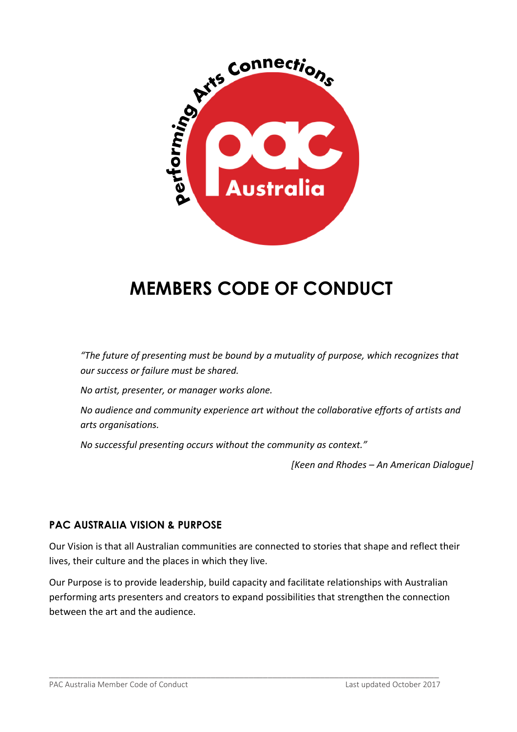# MEMBERS CODE OF CONDUCT

*"The future of presenting must be bound by a mutuality of purpose, which recognizes that our success or failure must be shared.*

*No artist, presenter, or manager works alone.*

*No audience and community experience art without the collaborative efforts of artists and arts organisations.*

*No successful presenting occurs without the community as context."*

*[Keen and Rhodes – An American Dialogue]*

## PAC AUSTRALIA VISION & PURPOSE

Our Vision is that all Australian communities are connected to stories that shape and reflect their lives, their culture and the places in which they live.

Our Purpose is to provide leadership, build capacity and facilitate relationships with Australian performing arts presenters and creators to expand possibilities that strengthen the connection between the art and the audience.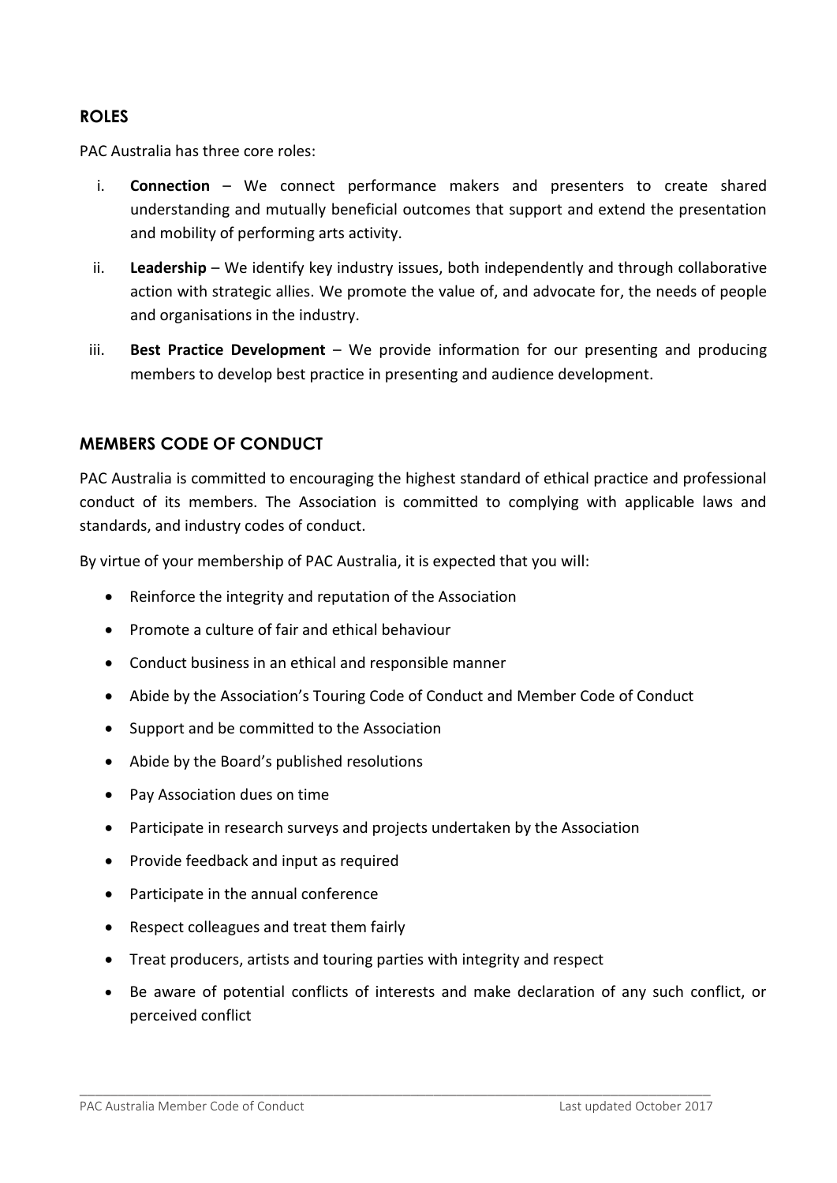## ROLES

PAC Australia has three core roles:

i. **Connection** – We connect performance makers and presenters to create shared understanding and mutually beneficial outcomes that support and extend the presentation and mobility of performing arts activity.

ii. **Leadership** – We identify key industry issues, both independently and through collaborative action with strategic allies. We promote the value of, and advocate for, the needs of people and organisations in the industry.

iii. **Best Practice Development** – We provide information for our presenting and producing members to develop best practice in presenting and audience development.

## MEMBERS CODE OF CONDUCT

PAC Australia is committed to encouraging the highest standard of ethical practice and professional conduct of its members. The Association is committed to complying with applicable laws and standards, and industry codes of conduct.

By virtue of your membership of PAC Australia, it is expected that you will:

- Reinforce the integrity and reputation of the Association
- Promote a culture of fair and ethical behaviour
- Conduct business in an ethical and responsible manner
- Abide by the Association's Touring Code of Conduct and Member Code of Conduct
- Support and be committed to the Association
- Abide by the Board's published resolutions
- Pay Association dues on time
- Participate in research surveys and projects undertaken by the Association
- Provide feedback and input as required
- Participate in the annual conference
- Respect colleagues and treat them fairly
- Treat producers, artists and touring parties with integrity and respect
- Be aware of potential conflicts of interests and make declaration of any such conflict, or perceived conflict